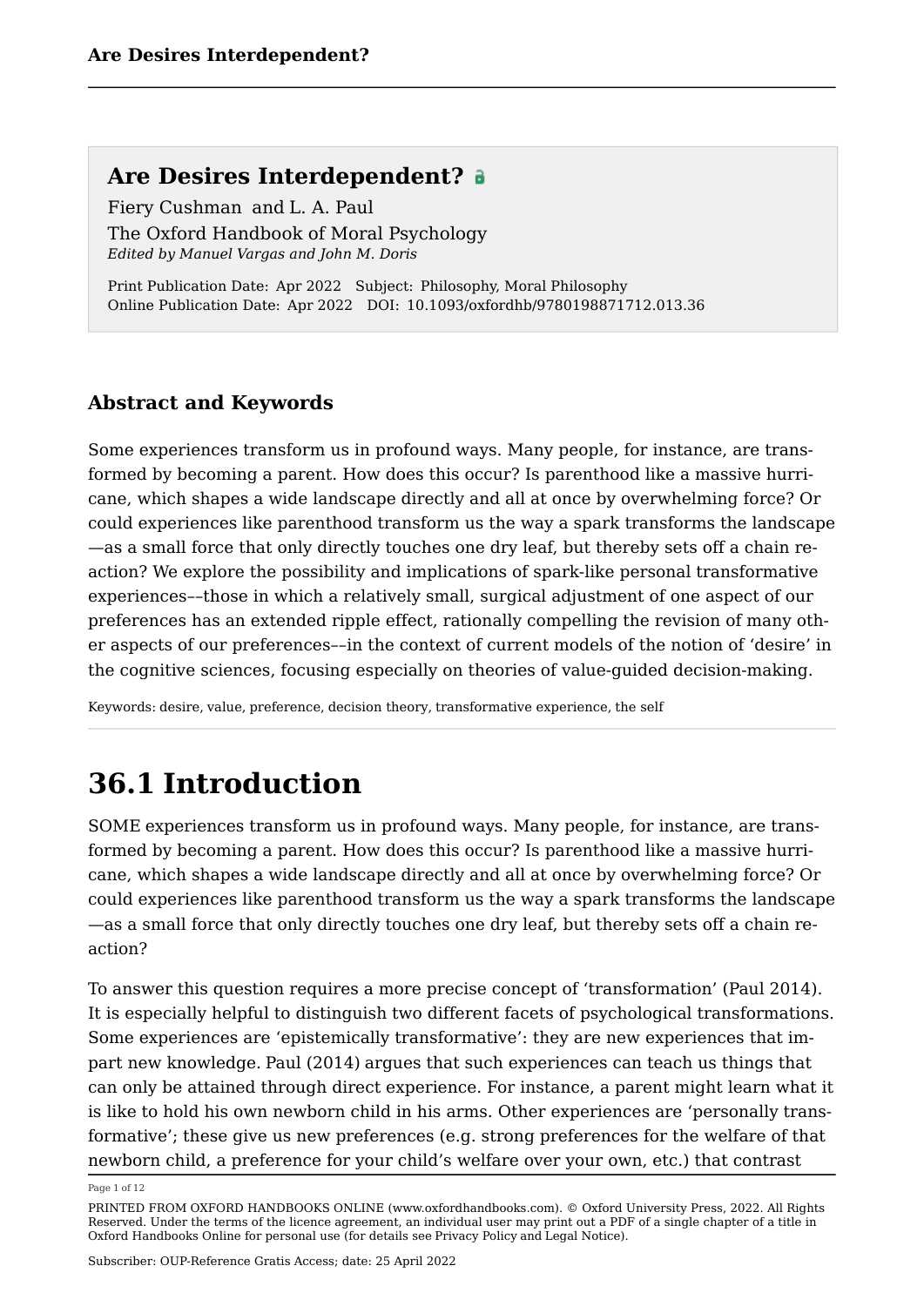## Are Desires Interdependent?

Fiery Cushman and L. A. Paul

The Oxford Handbook of Moral Psychology

*Edited by Manuel Vargas and John M. Doris*

Print Publication Date: Apr 2022 Subject: Philosophy, Moral Philosophy
Online Publication Date: Apr 2022 DOI: 10.1093/oxfordhb/9780198871712.013.36

## Abstract and Keywords

Some experiences transform us in profound ways. Many people, for instance, are transformed by becoming a parent. How does this occur? Is parenthood like a massive hurricane, which shapes a wide landscape directly and all at once by overwhelming force? Or could experiences like parenthood transform us the way a spark transforms the landscape—as a small force that only directly touches one dry leaf, but thereby sets off a chain reaction? We explore the possibility and implications of spark-like personal transformative experiences––those in which a relatively small, surgical adjustment of one aspect of our preferences has an extended ripple effect, rationally compelling the revision of many other aspects of our preferences––in the context of current models of the notion of 'desire' in the cognitive sciences, focusing especially on theories of value-guided decision-making.

Keywords: desire, value, preference, decision theory, transformative experience, the self

# 36.1 Introduction

SOME experiences transform us in profound ways. Many people, for instance, are transformed by becoming a parent. How does this occur? Is parenthood like a massive hurricane, which shapes a wide landscape directly and all at once by overwhelming force? Or could experiences like parenthood transform us the way a spark transforms the landscape—as a small force that only directly touches one dry leaf, but thereby sets off a chain reaction?

To answer this question requires a more precise concept of 'transformation' (Paul 2014). It is especially helpful to distinguish two different facets of psychological transformations. Some experiences are 'epistemically transformative': they are new experiences that impart new knowledge. Paul (2014) argues that such experiences can teach us things that can only be attained through direct experience. For instance, a parent might learn what it is like to hold his own newborn child in his arms. Other experiences are 'personally transformative'; these give us new preferences (e.g. strong preferences for the welfare of that newborn child, a preference for your child's welfare over your own, etc.) that contrast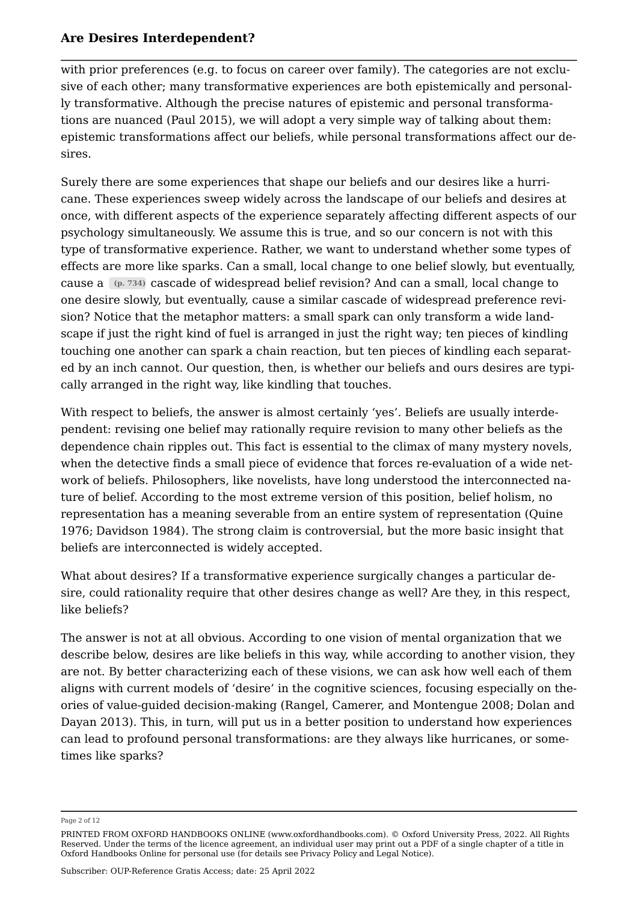with prior preferences (e.g. to focus on career over family). The categories are not exclusive of each other; many transformative experiences are both epistemically and personally transformative. Although the precise natures of epistemic and personal transformations are nuanced (Paul 2015), we will adopt a very simple way of talking about them: epistemic transformations affect our beliefs, while personal transformations affect our desires.

Surely there are some experiences that shape our beliefs and our desires like a hurricane. These experiences sweep widely across the landscape of our beliefs and desires at once, with different aspects of the experience separately affecting different aspects of our psychology simultaneously. We assume this is true, and so our concern is not with this type of transformative experience. Rather, we want to understand whether some types of effects are more like sparks. Can a small, local change to one belief slowly, but eventually, cause a (p. 734) cascade of widespread belief revision? And can a small, local change to one desire slowly, but eventually, cause a similar cascade of widespread preference revision? Notice that the metaphor matters: a small spark can only transform a wide landscape if just the right kind of fuel is arranged in just the right way; ten pieces of kindling touching one another can spark a chain reaction, but ten pieces of kindling each separated by an inch cannot. Our question, then, is whether our beliefs and ours desires are typically arranged in the right way, like kindling that touches.

With respect to beliefs, the answer is almost certainly 'yes'. Beliefs are usually interdependent: revising one belief may rationally require revision to many other beliefs as the dependence chain ripples out. This fact is essential to the climax of many mystery novels, when the detective finds a small piece of evidence that forces re-evaluation of a wide network of beliefs. Philosophers, like novelists, have long understood the interconnected nature of belief. According to the most extreme version of this position, belief holism, no representation has a meaning severable from an entire system of representation (Quine 1976; Davidson 1984). The strong claim is controversial, but the more basic insight that beliefs are interconnected is widely accepted.

What about desires? If a transformative experience surgically changes a particular desire, could rationality require that other desires change as well? Are they, in this respect, like beliefs?

The answer is not at all obvious. According to one vision of mental organization that we describe below, desires are like beliefs in this way, while according to another vision, they are not. By better characterizing each of these visions, we can ask how well each of them aligns with current models of 'desire' in the cognitive sciences, focusing especially on theories of value-guided decision-making (Rangel, Camerer, and Montengue 2008; Dolan and Dayan 2013). This, in turn, will put us in a better position to understand how experiences can lead to profound personal transformations: are they always like hurricanes, or sometimes like sparks?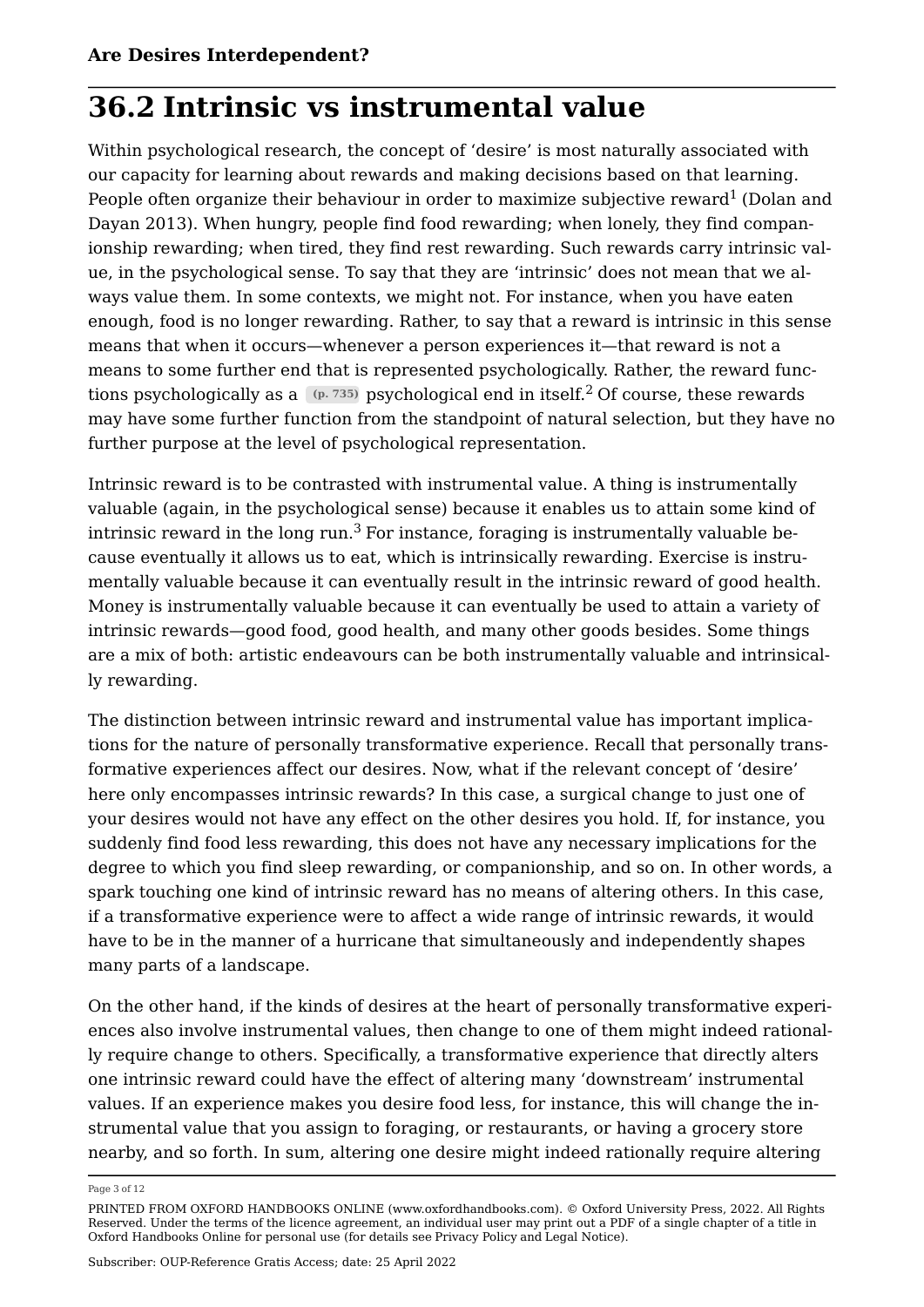## 36.2 Intrinsic vs instrumental value

Within psychological research, the concept of 'desire' is most naturally associated with our capacity for learning about rewards and making decisions based on that learning. People often organize their behaviour in order to maximize subjective reward[1] (Dolan and Dayan 2013). When hungry, people find food rewarding; when lonely, they find companionship rewarding; when tired, they find rest rewarding. Such rewards carry intrinsic value, in the psychological sense. To say that they are 'intrinsic' does not mean that we always value them. In some contexts, we might not. For instance, when you have eaten enough, food is no longer rewarding. Rather, to say that a reward is intrinsic in this sense means that when it occurs—whenever a person experiences it—that reward is not a means to some further end that is represented psychologically. Rather, the reward functions psychologically as a (p. 735) psychological end in itself.[2] Of course, these rewards may have some further function from the standpoint of natural selection, but they have no further purpose at the level of psychological representation.

Intrinsic reward is to be contrasted with instrumental value. A thing is instrumentally valuable (again, in the psychological sense) because it enables us to attain some kind of intrinsic reward in the long run.[3] For instance, foraging is instrumentally valuable because eventually it allows us to eat, which is intrinsically rewarding. Exercise is instrumentally valuable because it can eventually result in the intrinsic reward of good health. Money is instrumentally valuable because it can eventually be used to attain a variety of intrinsic rewards—good food, good health, and many other goods besides. Some things are a mix of both: artistic endeavours can be both instrumentally valuable and intrinsically rewarding.

The distinction between intrinsic reward and instrumental value has important implications for the nature of personally transformative experience. Recall that personally transformative experiences affect our desires. Now, what if the relevant concept of 'desire' here only encompasses intrinsic rewards? In this case, a surgical change to just one of your desires would not have any effect on the other desires you hold. If, for instance, you suddenly find food less rewarding, this does not have any necessary implications for the degree to which you find sleep rewarding, or companionship, and so on. In other words, a spark touching one kind of intrinsic reward has no means of altering others. In this case, if a transformative experience were to affect a wide range of intrinsic rewards, it would have to be in the manner of a hurricane that simultaneously and independently shapes many parts of a landscape.

On the other hand, if the kinds of desires at the heart of personally transformative experiences also involve instrumental values, then change to one of them might indeed rationally require change to others. Specifically, a transformative experience that directly alters one intrinsic reward could have the effect of altering many 'downstream' instrumental values. If an experience makes you desire food less, for instance, this will change the instrumental value that you assign to foraging, or restaurants, or having a grocery store nearby, and so forth. In sum, altering one desire might indeed rationally require altering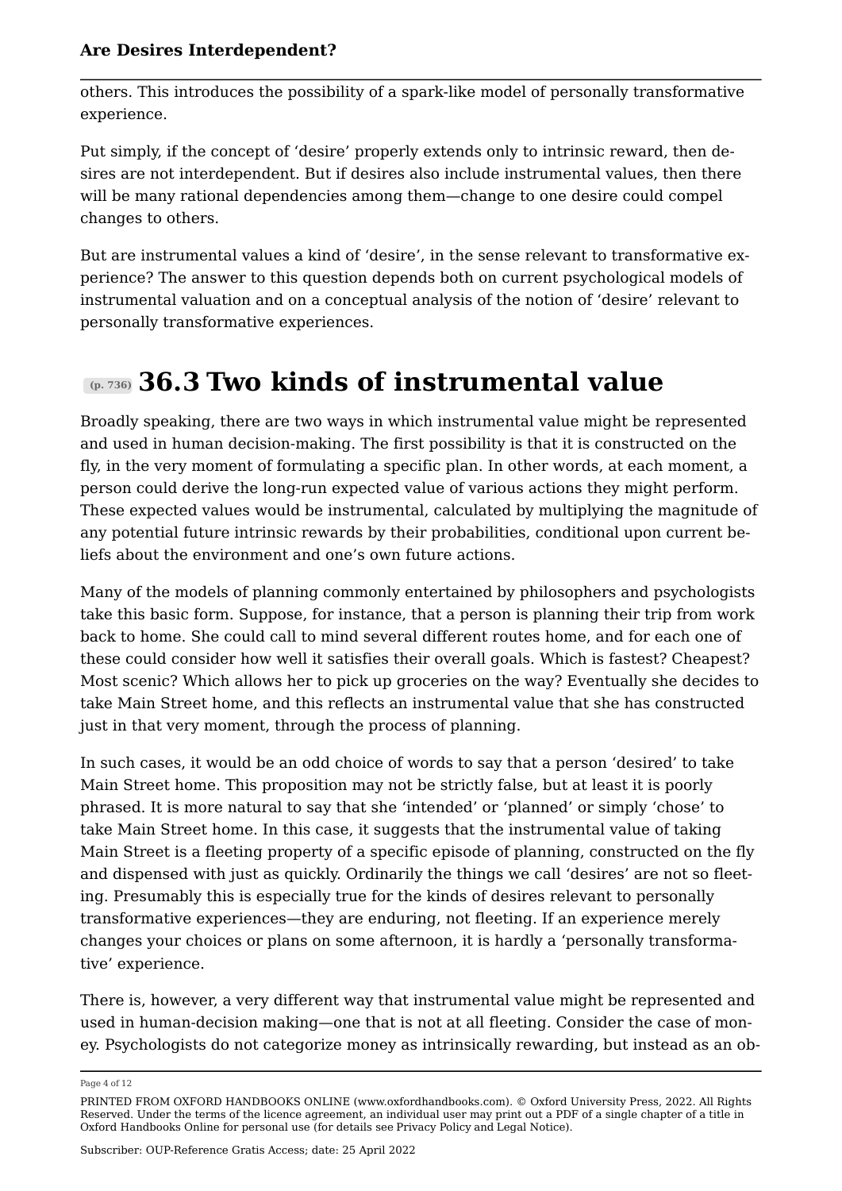others. This introduces the possibility of a spark-like model of personally transformative experience.

Put simply, if the concept of 'desire' properly extends only to intrinsic reward, then desires are not interdependent. But if desires also include instrumental values, then there will be many rational dependencies among them—change to one desire could compel changes to others.

But are instrumental values a kind of 'desire', in the sense relevant to transformative experience? The answer to this question depends both on current psychological models of instrumental valuation and on a conceptual analysis of the notion of 'desire' relevant to personally transformative experiences.

## (p. 736) 36.3 Two kinds of instrumental value

Broadly speaking, there are two ways in which instrumental value might be represented and used in human decision-making. The first possibility is that it is constructed on the fly, in the very moment of formulating a specific plan. In other words, at each moment, a person could derive the long-run expected value of various actions they might perform. These expected values would be instrumental, calculated by multiplying the magnitude of any potential future intrinsic rewards by their probabilities, conditional upon current beliefs about the environment and one's own future actions.

Many of the models of planning commonly entertained by philosophers and psychologists take this basic form. Suppose, for instance, that a person is planning their trip from work back to home. She could call to mind several different routes home, and for each one of these could consider how well it satisfies their overall goals. Which is fastest? Cheapest? Most scenic? Which allows her to pick up groceries on the way? Eventually she decides to take Main Street home, and this reflects an instrumental value that she has constructed just in that very moment, through the process of planning.

In such cases, it would be an odd choice of words to say that a person 'desired' to take Main Street home. This proposition may not be strictly false, but at least it is poorly phrased. It is more natural to say that she 'intended' or 'planned' or simply 'chose' to take Main Street home. In this case, it suggests that the instrumental value of taking Main Street is a fleeting property of a specific episode of planning, constructed on the fly and dispensed with just as quickly. Ordinarily the things we call 'desires' are not so fleeting. Presumably this is especially true for the kinds of desires relevant to personally transformative experiences—they are enduring, not fleeting. If an experience merely changes your choices or plans on some afternoon, it is hardly a 'personally transformative' experience.

There is, however, a very different way that instrumental value might be represented and used in human-decision making—one that is not at all fleeting. Consider the case of money. Psychologists do not categorize money as intrinsically rewarding, but instead as an ob-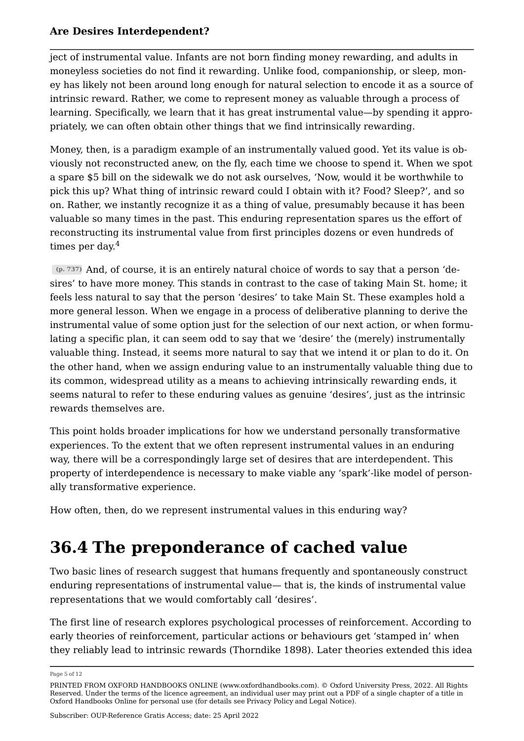ject of instrumental value. Infants are not born finding money rewarding, and adults in moneyless societies do not find it rewarding. Unlike food, companionship, or sleep, money has likely not been around long enough for natural selection to encode it as a source of intrinsic reward. Rather, we come to represent money as valuable through a process of learning. Specifically, we learn that it has great instrumental value—by spending it appropriately, we can often obtain other things that we find intrinsically rewarding.

Money, then, is a paradigm example of an instrumentally valued good. Yet its value is obviously not reconstructed anew, on the fly, each time we choose to spend it. When we spot a spare $5 bill on the sidewalk we do not ask ourselves, 'Now, would it be worthwhile to pick this up? What thing of intrinsic reward could I obtain with it? Food? Sleep?', and so on. Rather, we instantly recognize it as a thing of value, presumably because it has been valuable so many times in the past. This enduring representation spares us the effort of reconstructing its instrumental value from first principles dozens or even hundreds of times per day.[4]

(p. 737) And, of course, it is an entirely natural choice of words to say that a person 'desires' to have more money. This stands in contrast to the case of taking Main St. home; it feels less natural to say that the person 'desires' to take Main St. These examples hold a more general lesson. When we engage in a process of deliberative planning to derive the instrumental value of some option just for the selection of our next action, or when formulating a specific plan, it can seem odd to say that we 'desire' the (merely) instrumentally valuable thing. Instead, it seems more natural to say that we intend it or plan to do it. On the other hand, when we assign enduring value to an instrumentally valuable thing due to its common, widespread utility as a means to achieving intrinsically rewarding ends, it seems natural to refer to these enduring values as genuine 'desires', just as the intrinsic rewards themselves are.

This point holds broader implications for how we understand personally transformative experiences. To the extent that we often represent instrumental values in an enduring way, there will be a correspondingly large set of desires that are interdependent. This property of interdependence is necessary to make viable any 'spark'-like model of personally transformative experience.

How often, then, do we represent instrumental values in this enduring way?

# 36.4 The preponderance of cached value

Two basic lines of research suggest that humans frequently and spontaneously construct enduring representations of instrumental value— that is, the kinds of instrumental value representations that we would comfortably call 'desires'.

The first line of research explores psychological processes of reinforcement. According to early theories of reinforcement, particular actions or behaviours get 'stamped in' when they reliably lead to intrinsic rewards (Thorndike 1898). Later theories extended this idea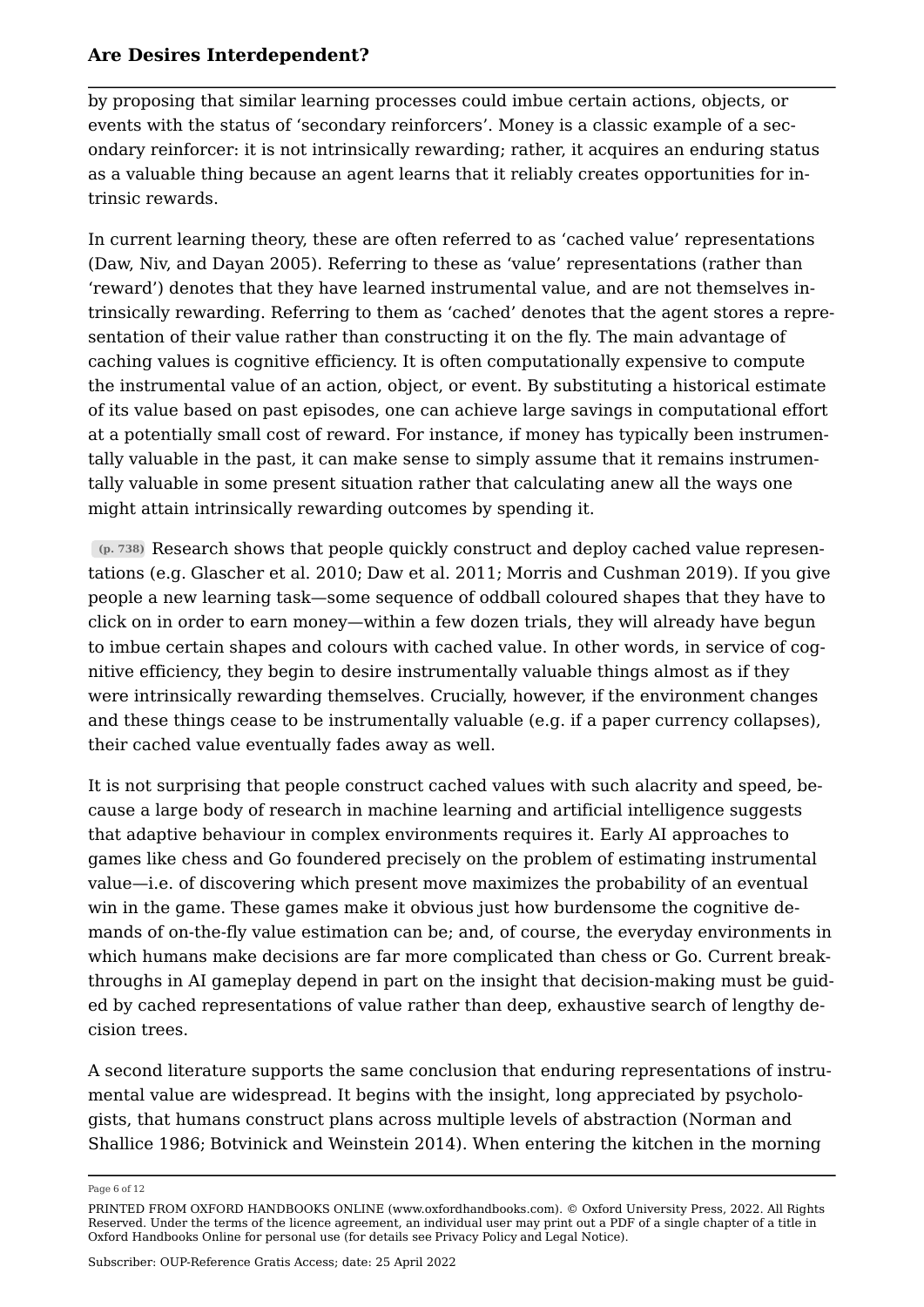by proposing that similar learning processes could imbue certain actions, objects, or events with the status of 'secondary reinforcers'. Money is a classic example of a secondary reinforcer: it is not intrinsically rewarding; rather, it acquires an enduring status as a valuable thing because an agent learns that it reliably creates opportunities for intrinsic rewards.

In current learning theory, these are often referred to as 'cached value' representations (Daw, Niv, and Dayan 2005). Referring to these as 'value' representations (rather than 'reward') denotes that they have learned instrumental value, and are not themselves intrinsically rewarding. Referring to them as 'cached' denotes that the agent stores a representation of their value rather than constructing it on the fly. The main advantage of caching values is cognitive efficiency. It is often computationally expensive to compute the instrumental value of an action, object, or event. By substituting a historical estimate of its value based on past episodes, one can achieve large savings in computational effort at a potentially small cost of reward. For instance, if money has typically been instrumentally valuable in the past, it can make sense to simply assume that it remains instrumentally valuable in some present situation rather that calculating anew all the ways one might attain intrinsically rewarding outcomes by spending it.

(p. 738) Research shows that people quickly construct and deploy cached value representations (e.g. Glascher et al. 2010; Daw et al. 2011; Morris and Cushman 2019). If you give people a new learning task—some sequence of oddball coloured shapes that they have to click on in order to earn money—within a few dozen trials, they will already have begun to imbue certain shapes and colours with cached value. In other words, in service of cognitive efficiency, they begin to desire instrumentally valuable things almost as if they were intrinsically rewarding themselves. Crucially, however, if the environment changes and these things cease to be instrumentally valuable (e.g. if a paper currency collapses), their cached value eventually fades away as well.

It is not surprising that people construct cached values with such alacrity and speed, because a large body of research in machine learning and artificial intelligence suggests that adaptive behaviour in complex environments requires it. Early AI approaches to games like chess and Go foundered precisely on the problem of estimating instrumental value—i.e. of discovering which present move maximizes the probability of an eventual win in the game. These games make it obvious just how burdensome the cognitive demands of on-the-fly value estimation can be; and, of course, the everyday environments in which humans make decisions are far more complicated than chess or Go. Current breakthroughs in AI gameplay depend in part on the insight that decision-making must be guided by cached representations of value rather than deep, exhaustive search of lengthy decision trees.

A second literature supports the same conclusion that enduring representations of instrumental value are widespread. It begins with the insight, long appreciated by psychologists, that humans construct plans across multiple levels of abstraction (Norman and Shallice 1986; Botvinick and Weinstein 2014). When entering the kitchen in the morning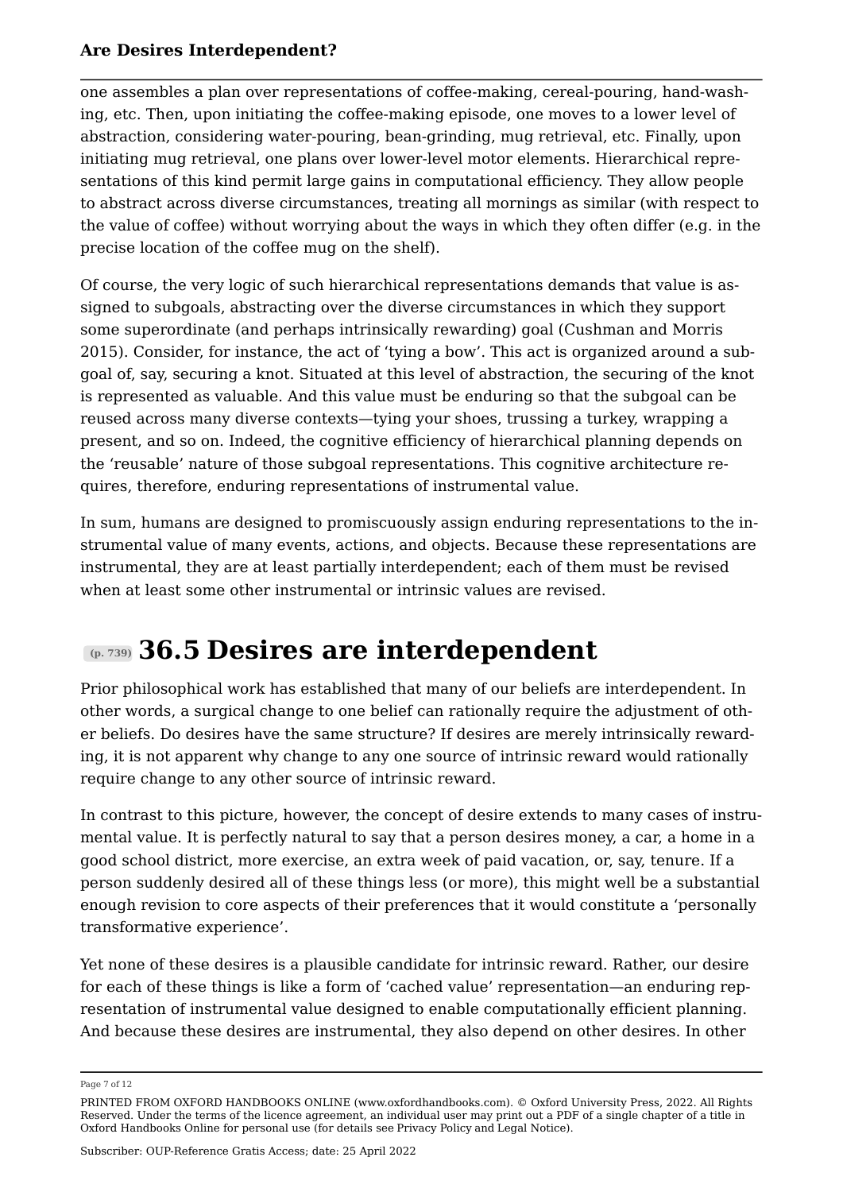one assembles a plan over representations of coffee-making, cereal-pouring, hand-washing, etc. Then, upon initiating the coffee-making episode, one moves to a lower level of abstraction, considering water-pouring, bean-grinding, mug retrieval, etc. Finally, upon initiating mug retrieval, one plans over lower-level motor elements. Hierarchical representations of this kind permit large gains in computational efficiency. They allow people to abstract across diverse circumstances, treating all mornings as similar (with respect to the value of coffee) without worrying about the ways in which they often differ (e.g. in the precise location of the coffee mug on the shelf).

Of course, the very logic of such hierarchical representations demands that value is assigned to subgoals, abstracting over the diverse circumstances in which they support some superordinate (and perhaps intrinsically rewarding) goal (Cushman and Morris 2015). Consider, for instance, the act of 'tying a bow'. This act is organized around a subgoal of, say, securing a knot. Situated at this level of abstraction, the securing of the knot is represented as valuable. And this value must be enduring so that the subgoal can be reused across many diverse contexts—tying your shoes, trussing a turkey, wrapping a present, and so on. Indeed, the cognitive efficiency of hierarchical planning depends on the 'reusable' nature of those subgoal representations. This cognitive architecture requires, therefore, enduring representations of instrumental value.

In sum, humans are designed to promiscuously assign enduring representations to the instrumental value of many events, actions, and objects. Because these representations are instrumental, they are at least partially interdependent; each of them must be revised when at least some other instrumental or intrinsic values are revised.

## (p. 739) 36.5 Desires are interdependent

Prior philosophical work has established that many of our beliefs are interdependent. In other words, a surgical change to one belief can rationally require the adjustment of other beliefs. Do desires have the same structure? If desires are merely intrinsically rewarding, it is not apparent why change to any one source of intrinsic reward would rationally require change to any other source of intrinsic reward.

In contrast to this picture, however, the concept of desire extends to many cases of instrumental value. It is perfectly natural to say that a person desires money, a car, a home in a good school district, more exercise, an extra week of paid vacation, or, say, tenure. If a person suddenly desired all of these things less (or more), this might well be a substantial enough revision to core aspects of their preferences that it would constitute a 'personally transformative experience'.

Yet none of these desires is a plausible candidate for intrinsic reward. Rather, our desire for each of these things is like a form of 'cached value' representation—an enduring representation of instrumental value designed to enable computationally efficient planning. And because these desires are instrumental, they also depend on other desires. In other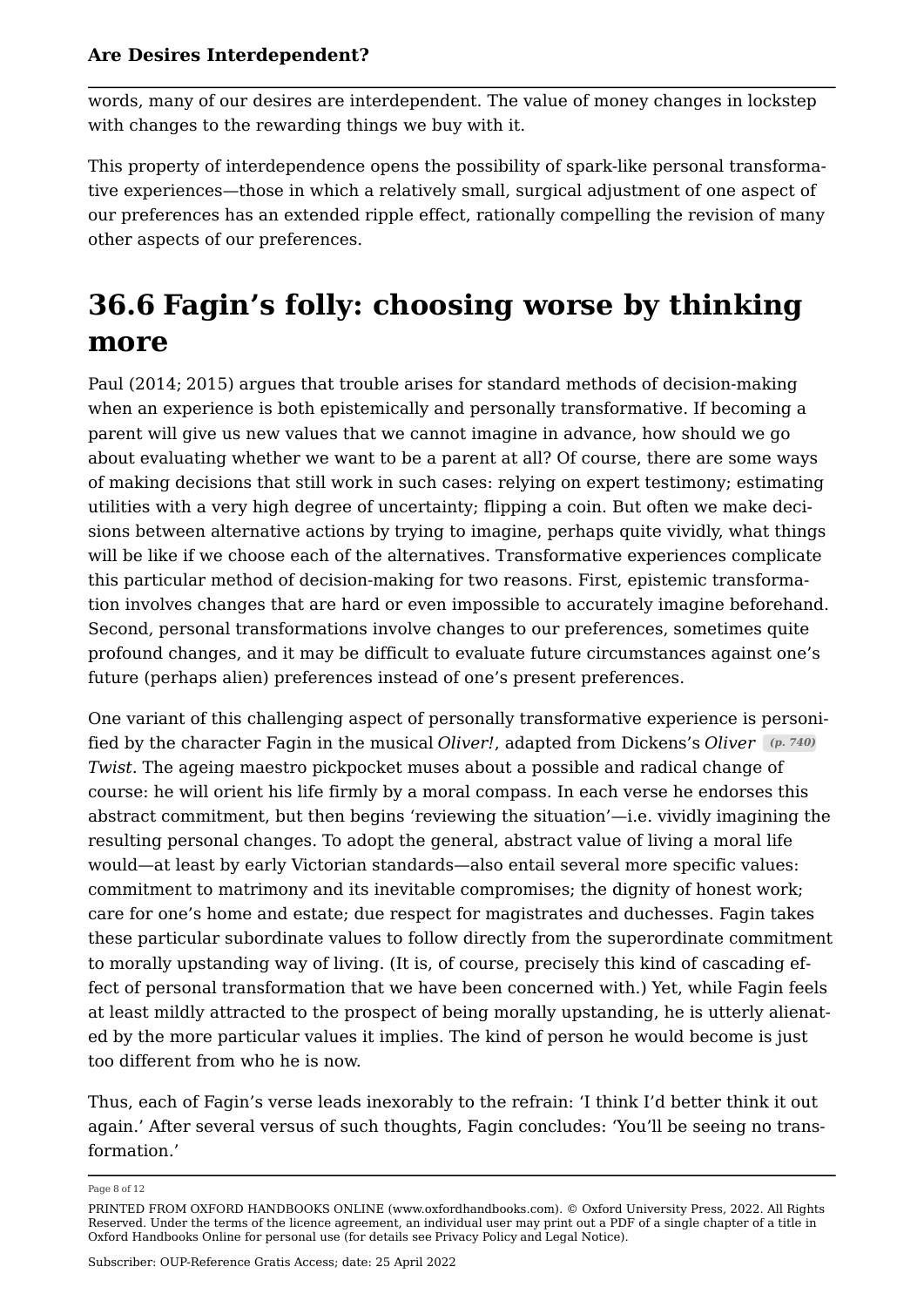words, many of our desires are interdependent. The value of money changes in lockstep with changes to the rewarding things we buy with it.

This property of interdependence opens the possibility of spark-like personal transformative experiences—those in which a relatively small, surgical adjustment of one aspect of our preferences has an extended ripple effect, rationally compelling the revision of many other aspects of our preferences.

## 36.6 Fagin's folly: choosing worse by thinking more

Paul (2014; 2015) argues that trouble arises for standard methods of decision-making when an experience is both epistemically and personally transformative. If becoming a parent will give us new values that we cannot imagine in advance, how should we go about evaluating whether we want to be a parent at all? Of course, there are some ways of making decisions that still work in such cases: relying on expert testimony; estimating utilities with a very high degree of uncertainty; flipping a coin. But often we make decisions between alternative actions by trying to imagine, perhaps quite vividly, what things will be like if we choose each of the alternatives. Transformative experiences complicate this particular method of decision-making for two reasons. First, epistemic transformation involves changes that are hard or even impossible to accurately imagine beforehand. Second, personal transformations involve changes to our preferences, sometimes quite profound changes, and it may be difficult to evaluate future circumstances against one's future (perhaps alien) preferences instead of one's present preferences.

One variant of this challenging aspect of personally transformative experience is personified by the character Fagin in the musical *Oliver!*, adapted from Dickens's *Oliver Twist*. The ageing maestro pickpocket muses about a possible and radical change of course: he will orient his life firmly by a moral compass. In each verse he endorses this abstract commitment, but then begins 'reviewing the situation'—i.e. vividly imagining the resulting personal changes. To adopt the general, abstract value of living a moral life would—at least by early Victorian standards—also entail several more specific values: commitment to matrimony and its inevitable compromises; the dignity of honest work; care for one's home and estate; due respect for magistrates and duchesses. Fagin takes these particular subordinate values to follow directly from the superordinate commitment to morally upstanding way of living. (It is, of course, precisely this kind of cascading effect of personal transformation that we have been concerned with.) Yet, while Fagin feels at least mildly attracted to the prospect of being morally upstanding, he is utterly alienated by the more particular values it implies. The kind of person he would become is just too different from who he is now.

Thus, each of Fagin's verse leads inexorably to the refrain: 'I think I'd better think it out again.' After several versus of such thoughts, Fagin concludes: 'You'll be seeing no transformation.'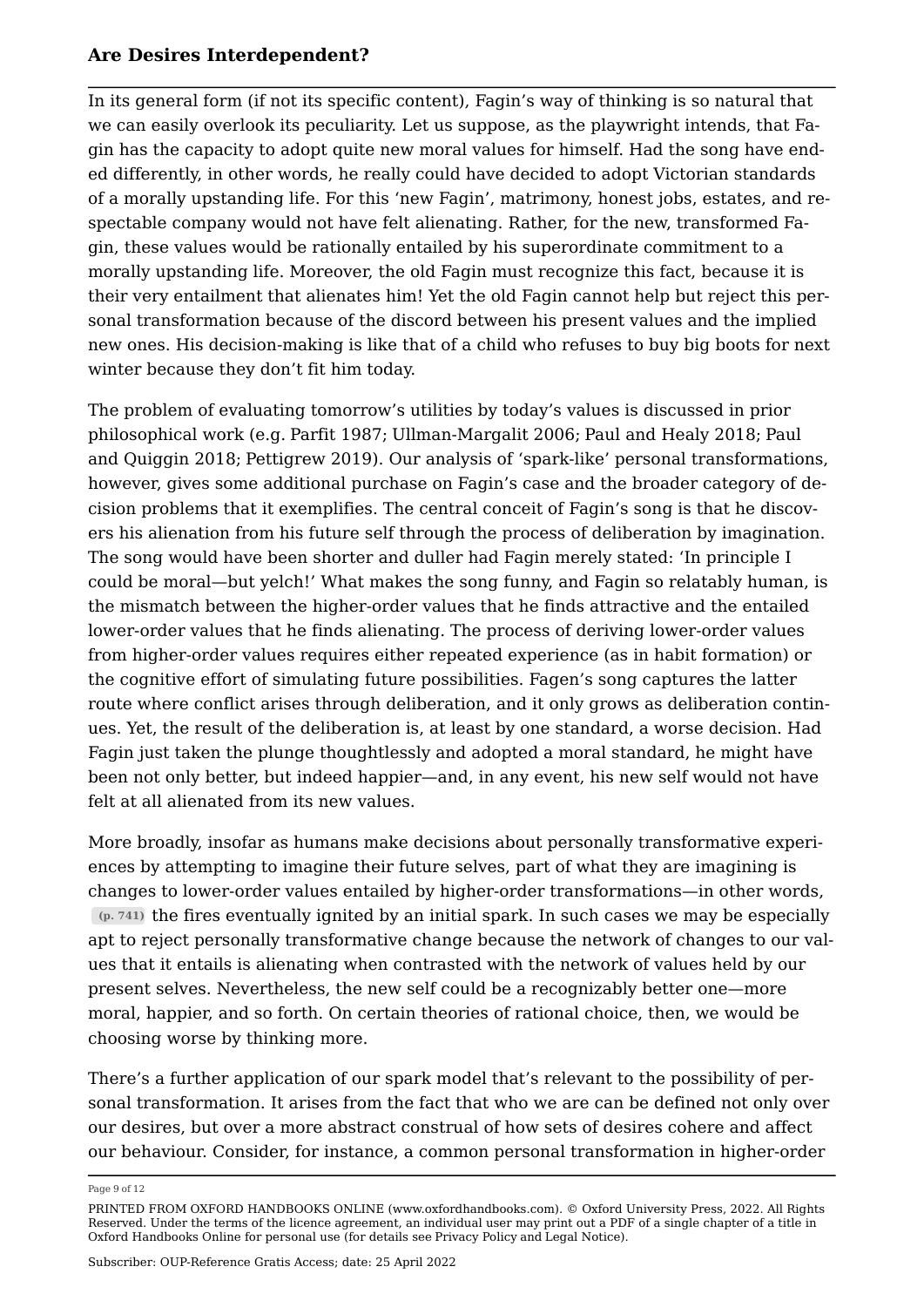In its general form (if not its specific content), Fagin's way of thinking is so natural that we can easily overlook its peculiarity. Let us suppose, as the playwright intends, that Fagin has the capacity to adopt quite new moral values for himself. Had the song have ended differently, in other words, he really could have decided to adopt Victorian standards of a morally upstanding life. For this 'new Fagin', matrimony, honest jobs, estates, and respectable company would not have felt alienating. Rather, for the new, transformed Fagin, these values would be rationally entailed by his superordinate commitment to a morally upstanding life. Moreover, the old Fagin must recognize this fact, because it is their very entailment that alienates him! Yet the old Fagin cannot help but reject this personal transformation because of the discord between his present values and the implied new ones. His decision-making is like that of a child who refuses to buy big boots for next winter because they don't fit him today.

The problem of evaluating tomorrow's utilities by today's values is discussed in prior philosophical work (e.g. Parfit 1987; Ullman-Margalit 2006; Paul and Healy 2018; Paul and Quiggin 2018; Pettigrew 2019). Our analysis of 'spark-like' personal transformations, however, gives some additional purchase on Fagin's case and the broader category of decision problems that it exemplifies. The central conceit of Fagin's song is that he discovers his alienation from his future self through the process of deliberation by imagination. The song would have been shorter and duller had Fagin merely stated: 'In principle I could be moral—but yelch!' What makes the song funny, and Fagin so relatably human, is the mismatch between the higher-order values that he finds attractive and the entailed lower-order values that he finds alienating. The process of deriving lower-order values from higher-order values requires either repeated experience (as in habit formation) or the cognitive effort of simulating future possibilities. Fagen's song captures the latter route where conflict arises through deliberation, and it only grows as deliberation continues. Yet, the result of the deliberation is, at least by one standard, a worse decision. Had Fagin just taken the plunge thoughtlessly and adopted a moral standard, he might have been not only better, but indeed happier—and, in any event, his new self would not have felt at all alienated from its new values.

More broadly, insofar as humans make decisions about personally transformative experiences by attempting to imagine their future selves, part of what they are imagining is changes to lower-order values entailed by higher-order transformations—in other words, (p. 741) the fires eventually ignited by an initial spark. In such cases we may be especially apt to reject personally transformative change because the network of changes to our values that it entails is alienating when contrasted with the network of values held by our present selves. Nevertheless, the new self could be a recognizably better one—more moral, happier, and so forth. On certain theories of rational choice, then, we would be choosing worse by thinking more.

There's a further application of our spark model that's relevant to the possibility of personal transformation. It arises from the fact that who we are can be defined not only over our desires, but over a more abstract construal of how sets of desires cohere and affect our behaviour. Consider, for instance, a common personal transformation in higher-order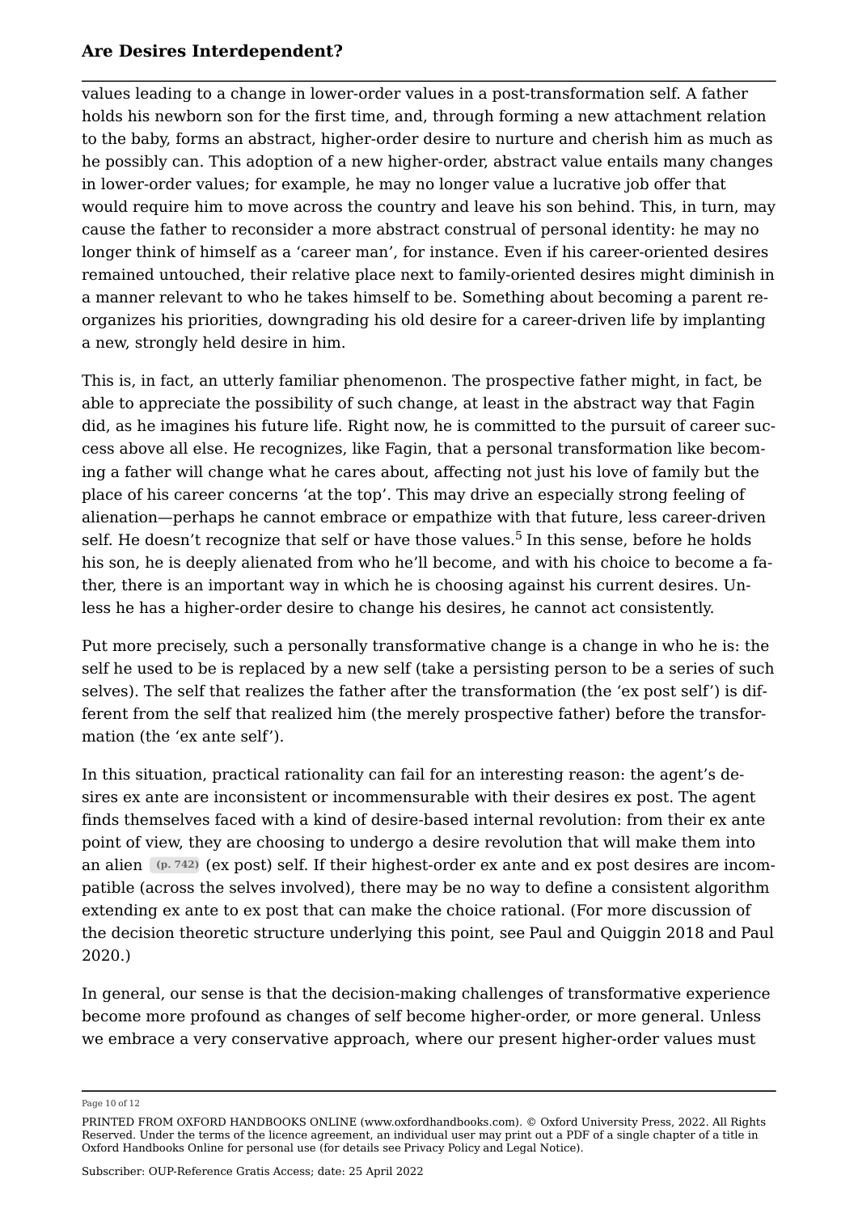values leading to a change in lower-order values in a post-transformation self. A father holds his newborn son for the first time, and, through forming a new attachment relation to the baby, forms an abstract, higher-order desire to nurture and cherish him as much as he possibly can. This adoption of a new higher-order, abstract value entails many changes in lower-order values; for example, he may no longer value a lucrative job offer that would require him to move across the country and leave his son behind. This, in turn, may cause the father to reconsider a more abstract construal of personal identity: he may no longer think of himself as a 'career man', for instance. Even if his career-oriented desires remained untouched, their relative place next to family-oriented desires might diminish in a manner relevant to who he takes himself to be. Something about becoming a parent reorganizes his priorities, downgrading his old desire for a career-driven life by implanting a new, strongly held desire in him.

This is, in fact, an utterly familiar phenomenon. The prospective father might, in fact, be able to appreciate the possibility of such change, at least in the abstract way that Fagin did, as he imagines his future life. Right now, he is committed to the pursuit of career success above all else. He recognizes, like Fagin, that a personal transformation like becoming a father will change what he cares about, affecting not just his love of family but the place of his career concerns 'at the top'. This may drive an especially strong feeling of alienation—perhaps he cannot embrace or empathize with that future, less career-driven self. He doesn't recognize that self or have those values.[5] In this sense, before he holds his son, he is deeply alienated from who he'll become, and with his choice to become a father, there is an important way in which he is choosing against his current desires. Unless he has a higher-order desire to change his desires, he cannot act consistently.

Put more precisely, such a personally transformative change is a change in who he is: the self he used to be is replaced by a new self (take a persisting person to be a series of such selves). The self that realizes the father after the transformation (the 'ex post self') is different from the self that realized him (the merely prospective father) before the transformation (the 'ex ante self').

In this situation, practical rationality can fail for an interesting reason: the agent's desires ex ante are inconsistent or incommensurable with their desires ex post. The agent finds themselves faced with a kind of desire-based internal revolution: from their ex ante point of view, they are choosing to undergo a desire revolution that will make them into an alien (p. 742) (ex post) self. If their highest-order ex ante and ex post desires are incompatible (across the selves involved), there may be no way to define a consistent algorithm extending ex ante to ex post that can make the choice rational. (For more discussion of the decision theoretic structure underlying this point, see Paul and Quiggin 2018 and Paul 2020.)

In general, our sense is that the decision-making challenges of transformative experience become more profound as changes of self become higher-order, or more general. Unless we embrace a very conservative approach, where our present higher-order values must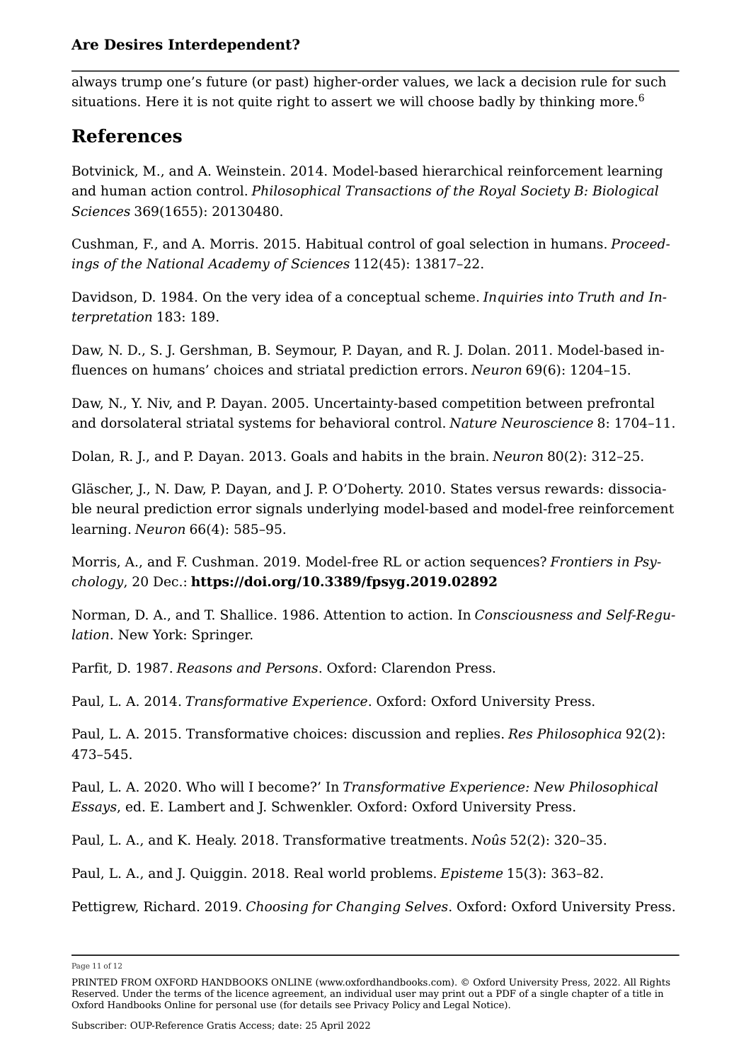always trump one's future (or past) higher-order values, we lack a decision rule for such situations. Here it is not quite right to assert we will choose badly by thinking more.[6]

## References

Botvinick, M., and A. Weinstein. 2014. Model-based hierarchical reinforcement learning and human action control. *Philosophical Transactions of the Royal Society B: Biological Sciences* 369(1655): 20130480.

Cushman, F., and A. Morris. 2015. Habitual control of goal selection in humans. *Proceedings of the National Academy of Sciences* 112(45): 13817–22.

Davidson, D. 1984. On the very idea of a conceptual scheme. *Inquiries into Truth and Interpretation* 183: 189.

Daw, N. D., S. J. Gershman, B. Seymour, P. Dayan, and R. J. Dolan. 2011. Model-based influences on humans' choices and striatal prediction errors. *Neuron* 69(6): 1204–15.

Daw, N., Y. Niv, and P. Dayan. 2005. Uncertainty-based competition between prefrontal and dorsolateral striatal systems for behavioral control. *Nature Neuroscience* 8: 1704–11.

Dolan, R. J., and P. Dayan. 2013. Goals and habits in the brain. *Neuron* 80(2): 312–25.

Gläscher, J., N. Daw, P. Dayan, and J. P. O'Doherty. 2010. States versus rewards: dissociable neural prediction error signals underlying model-based and model-free reinforcement learning. *Neuron* 66(4): 585–95.

Morris, A., and F. Cushman. 2019. Model-free RL or action sequences? *Frontiers in Psychology*, 20 Dec.: **https://doi.org/10.3389/fpsyg.2019.02892**

Norman, D. A., and T. Shallice. 1986. Attention to action. In *Consciousness and Self-Regulation*. New York: Springer.

Parfit, D. 1987. *Reasons and Persons*. Oxford: Clarendon Press.

Paul, L. A. 2014. *Transformative Experience*. Oxford: Oxford University Press.

Paul, L. A. 2015. Transformative choices: discussion and replies. *Res Philosophica* 92(2): 473–545.

Paul, L. A. 2020. Who will I become?' In *Transformative Experience: New Philosophical Essays*, ed. E. Lambert and J. Schwenkler. Oxford: Oxford University Press.

Paul, L. A., and K. Healy. 2018. Transformative treatments. *Noûs* 52(2): 320–35.

Paul, L. A., and J. Quiggin. 2018. Real world problems. *Episteme* 15(3): 363–82.

Pettigrew, Richard. 2019. *Choosing for Changing Selves*. Oxford: Oxford University Press.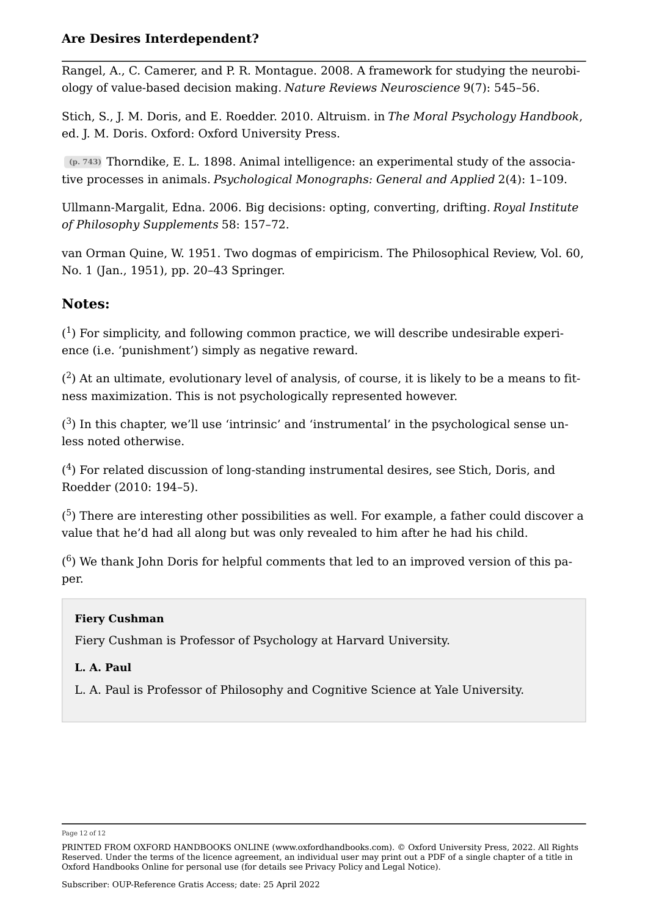Rangel, A., C. Camerer, and P. R. Montague. 2008. A framework for studying the neurobiology of value-based decision making. *Nature Reviews Neuroscience* 9(7): 545–56.

Stich, S., J. M. Doris, and E. Roedder. 2010. Altruism. in *The Moral Psychology Handbook*, ed. J. M. Doris. Oxford: Oxford University Press.

(p. 743) Thorndike, E. L. 1898. Animal intelligence: an experimental study of the associative processes in animals. *Psychological Monographs: General and Applied* 2(4): 1–109.

Ullmann-Margalit, Edna. 2006. Big decisions: opting, converting, drifting. *Royal Institute of Philosophy Supplements* 58: 157–72.

van Orman Quine, W. 1951. Two dogmas of empiricism. The Philosophical Review, Vol. 60, No. 1 (Jan., 1951), pp. 20–43 Springer.

## Notes:

([1]) For simplicity, and following common practice, we will describe undesirable experience (i.e. 'punishment') simply as negative reward.

([2]) At an ultimate, evolutionary level of analysis, of course, it is likely to be a means to fitness maximization. This is not psychologically represented however.

([3]) In this chapter, we'll use 'intrinsic' and 'instrumental' in the psychological sense unless noted otherwise.

([4]) For related discussion of long-standing instrumental desires, see Stich, Doris, and Roedder (2010: 194–5).

([5]) There are interesting other possibilities as well. For example, a father could discover a value that he'd had all along but was only revealed to him after he had his child.

([6]) We thank John Doris for helpful comments that led to an improved version of this paper.

**Fiery Cushman**

Fiery Cushman is Professor of Psychology at Harvard University.

**L. A. Paul**

L. A. Paul is Professor of Philosophy and Cognitive Science at Yale University.